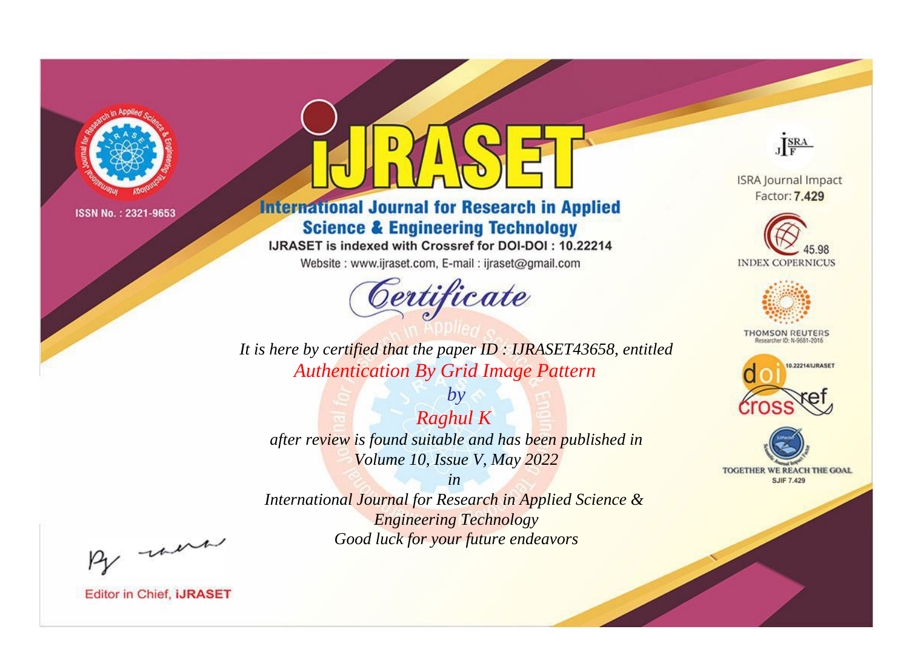ISSN No. : 2321-9653

# IJRASET

## International Journal for Research in Applied Science & Engineering Technology

IJRASET is indexed with Crossref for DOI-DOI : 10.22214

Website : www.ijraset.com, E-mail : ijraset@gmail.com

ISRA Journal Impact Factor: **7.429**

45.98 INDEX COPERNICUS

THOMSON REUTERS Researcher ID: N-9681-2016

10.22214/IJRASET

TOGETHER WE REACH THE GOAL SJIF 7.429

# *Certificate*

*It is here by certified that the paper ID : IJRASET43658, entitled*

*Authentication By Grid Image Pattern*

*by*

*Raghul K*

*after review is found suitable and has been published in*

*Volume 10, Issue V, May 2022*

*in*

*International Journal for Research in Applied Science & Engineering Technology*

*Good luck for your future endeavors*

Editor in Chief, **IJRASET**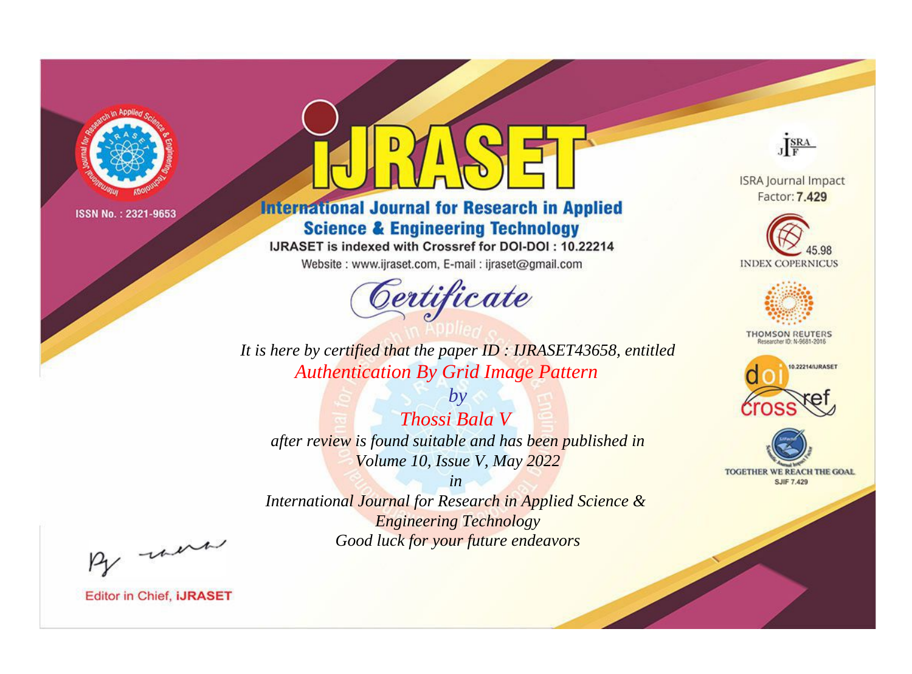ISSN No. : 2321-9653

# iJRASET

## International Journal for Research in Applied Science & Engineering Technology

IJRASET is indexed with Crossref for DOI-DOI : 10.22214

Website : www.ijraset.com, E-mail : ijraset@gmail.com

*Certificate*

*It is here by certified that the paper ID : IJRASET43658, entitled*

*Authentication By Grid Image Pattern*

*by*

*Thossi Bala V*

*after review is found suitable and has been published in*

*Volume 10, Issue V, May 2022*

*in*

*International Journal for Research in Applied Science & Engineering Technology*

*Good luck for your future endeavors*

ISRA Journal Impact Factor: **7.429**

45.98 INDEX COPERNICUS

THOMSON REUTERS Researcher ID: N-9681-2016

10.22214/IJRASET

TOGETHER WE REACH THE GOAL SJIF 7.429

Editor in Chief, **iJRASET**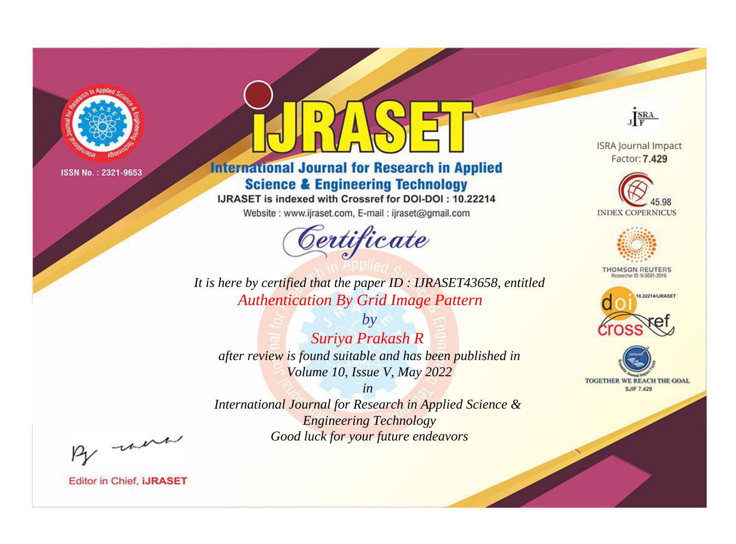ISSN No. : 2321-9653

# iJRASET

## International Journal for Research in Applied Science & Engineering Technology

IJRASET is indexed with Crossref for DOI-DOI : 10.22214

Website : www.ijraset.com, E-mail : ijraset@gmail.com

ISRA Journal Impact Factor: **7.429**

45.98 INDEX COPERNICUS

THOMSON REUTERS Researcher ID: N-9681-2016

10.22214/IJRASET

TOGETHER WE REACH THE GOAL SJIF 7.429

*Certificate*

*It is here by certified that the paper ID : IJRASET43658, entitled*

*Authentication By Grid Image Pattern*

*by*

*Suriya Prakash R*

*after review is found suitable and has been published in*

*Volume 10, Issue V, May 2022*

*in*

*International Journal for Research in Applied Science & Engineering Technology*

*Good luck for your future endeavors*

Editor in Chief, **iJRASET**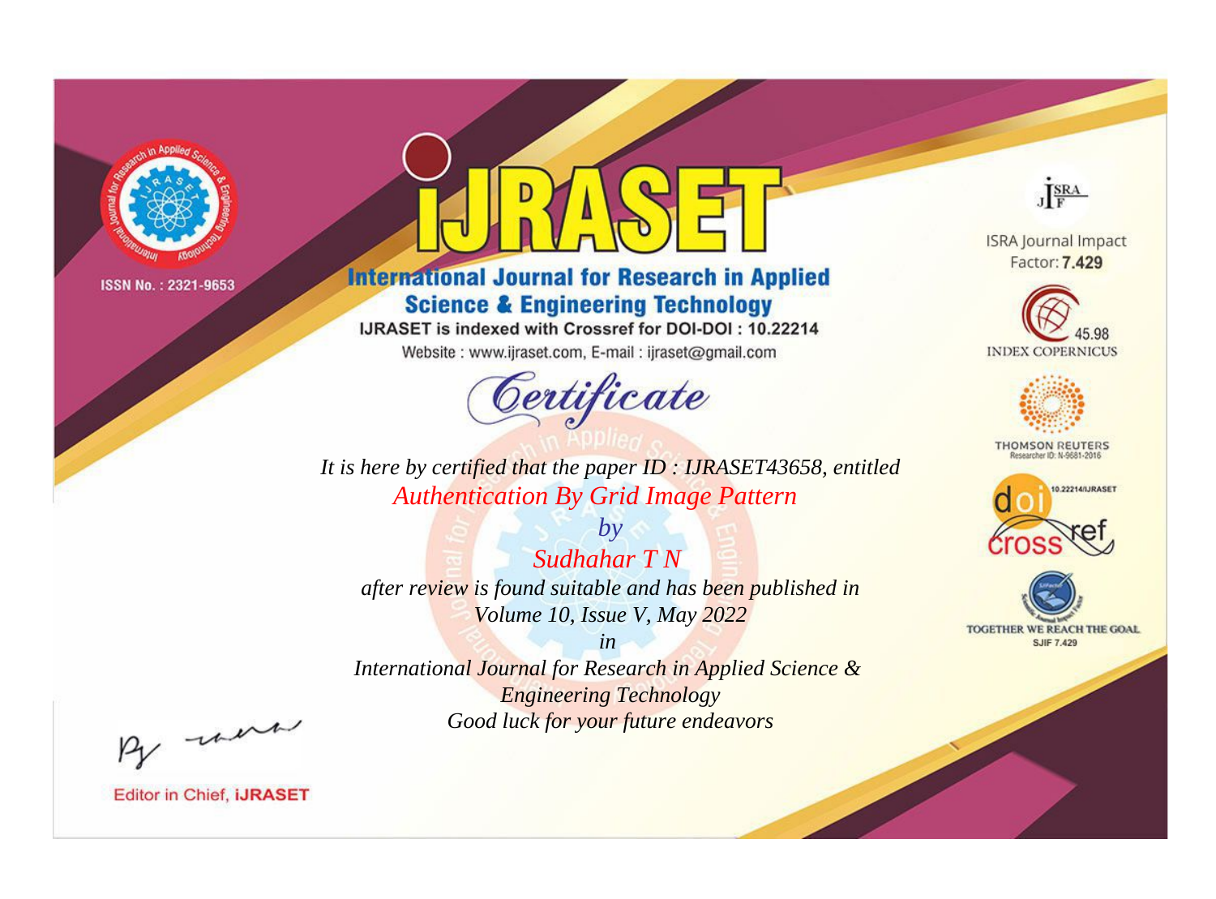ISSN No. : 2321-9653

# iJRASET

## International Journal for Research in Applied Science & Engineering Technology

IJRASET is indexed with Crossref for DOI-DOI : 10.22214

Website : www.ijraset.com, E-mail : ijraset@gmail.com

*Certificate*

*It is here by certified that the paper ID : IJRASET43658, entitled*

*Authentication By Grid Image Pattern*

*by*

*Sudhahar T N*

*after review is found suitable and has been published in*

*Volume 10, Issue V, May 2022*

*in*

*International Journal for Research in Applied Science & Engineering Technology*

*Good luck for your future endeavors*

ISRA Journal Impact Factor: **7.429**

45.98 INDEX COPERNICUS

THOMSON REUTERS Researcher ID: N-9681-2016

10.22214/IJRASET

TOGETHER WE REACH THE GOAL SJIF 7.429

Editor in Chief, **iJRASET**